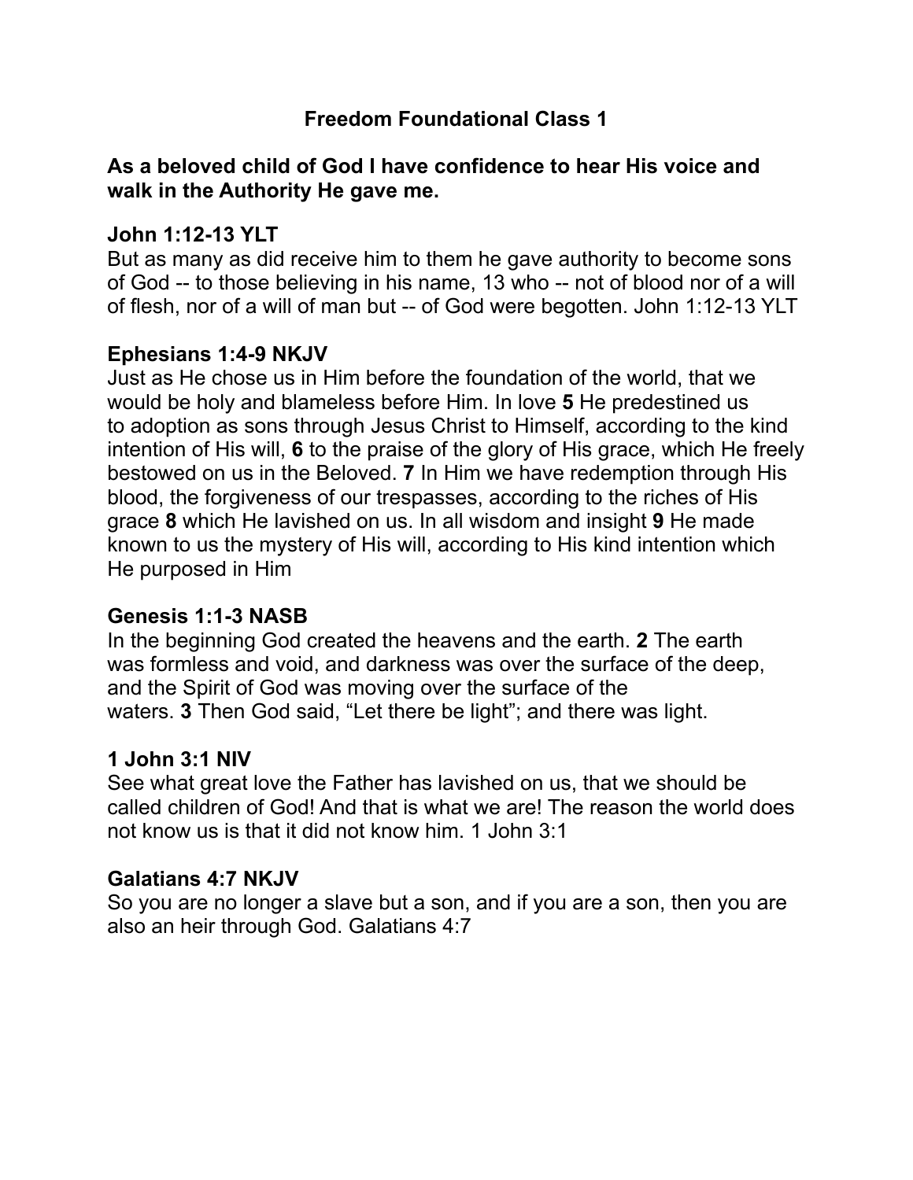# Freedom Foundational Class 1

## As a beloved child of God I have confidence to hear His voice and walk in the Authority He gave me.

### John 1:12-13 YLT

But as many as did receive him to them he gave authority to become sons of God -- to those believing in his name, 13 who -- not of blood nor of a will of flesh, nor of a will of man but -- of God were begotten. John 1:12-13 YLT

### Ephesians 1:4-9 NKJV

Just as He chose us in Him before the foundation of the world, that we would be holy and blameless before Him. In love **5** He predestined us to adoption as sons through Jesus Christ to Himself, according to the kind intention of His will, **6** to the praise of the glory of His grace, which He freely bestowed on us in the Beloved. **7** In Him we have redemption through His blood, the forgiveness of our trespasses, according to the riches of His grace **8** which He lavished on us. In all wisdom and insight **9** He made known to us the mystery of His will, according to His kind intention which He purposed in Him

### Genesis 1:1-3 NASB

In the beginning God created the heavens and the earth. **2** The earth was formless and void, and darkness was over the surface of the deep, and the Spirit of God was moving over the surface of the waters. **3** Then God said, “Let there be light”; and there was light.

### 1 John 3:1 NIV

See what great love the Father has lavished on us, that we should be called children of God! And that is what we are! The reason the world does not know us is that it did not know him. 1 John 3:1

### Galatians 4:7 NKJV

So you are no longer a slave but a son, and if you are a son, then you are also an heir through God. Galatians 4:7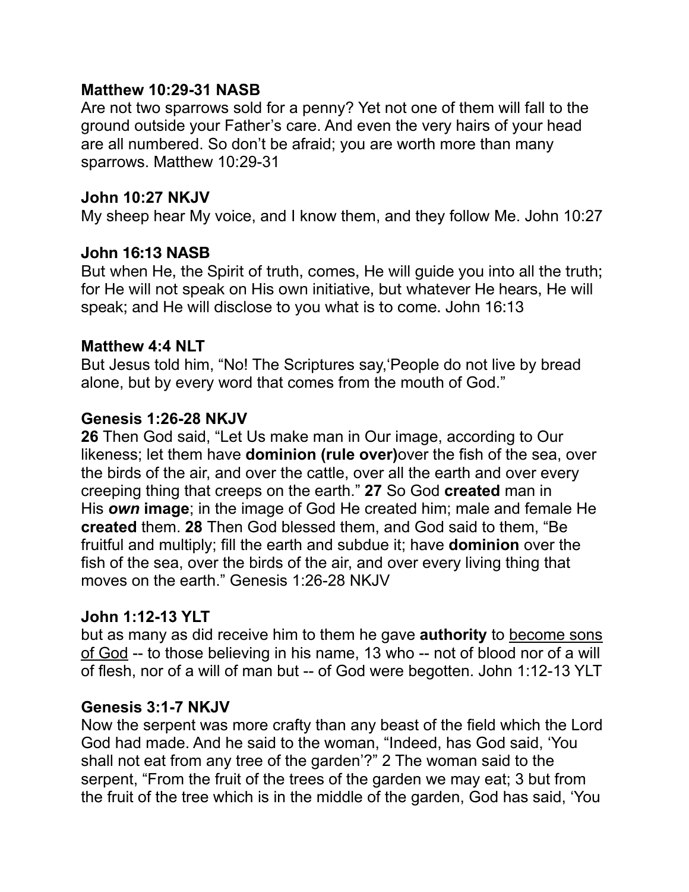**Matthew 10:29-31 NASB**
Are not two sparrows sold for a penny? Yet not one of them will fall to the ground outside your Father's care. And even the very hairs of your head are all numbered. So don't be afraid; you are worth more than many sparrows. Matthew 10:29-31

**John 10:27 NKJV**
My sheep hear My voice, and I know them, and they follow Me. John 10:27

**John 16:13 NASB**
But when He, the Spirit of truth, comes, He will guide you into all the truth; for He will not speak on His own initiative, but whatever He hears, He will speak; and He will disclose to you what is to come. John 16:13

**Matthew 4:4 NLT**
But Jesus told him, "No! The Scriptures say,'People do not live by bread alone, but by every word that comes from the mouth of God."

**Genesis 1:26-28 NKJV**
**26** Then God said, "Let Us make man in Our image, according to Our likeness; let them have **dominion (rule over)**over the fish of the sea, over the birds of the air, and over the cattle, over all the earth and over every creeping thing that creeps on the earth." **27** So God **created** man in His ***own*** **image**; in the image of God He created him; male and female He **created** them. **28** Then God blessed them, and God said to them, "Be fruitful and multiply; fill the earth and subdue it; have **dominion** over the fish of the sea, over the birds of the air, and over every living thing that moves on the earth." Genesis 1:26-28 NKJV

**John 1:12-13 YLT**
but as many as did receive him to them he gave **authority** to <u>become sons of God</u> -- to those believing in his name, 13 who -- not of blood nor of a will of flesh, nor of a will of man but -- of God were begotten. John 1:12-13 YLT

**Genesis 3:1-7 NKJV**
Now the serpent was more crafty than any beast of the field which the Lord God had made. And he said to the woman, "Indeed, has God said, 'You shall not eat from any tree of the garden'?" 2 The woman said to the serpent, "From the fruit of the trees of the garden we may eat; 3 but from the fruit of the tree which is in the middle of the garden, God has said, 'You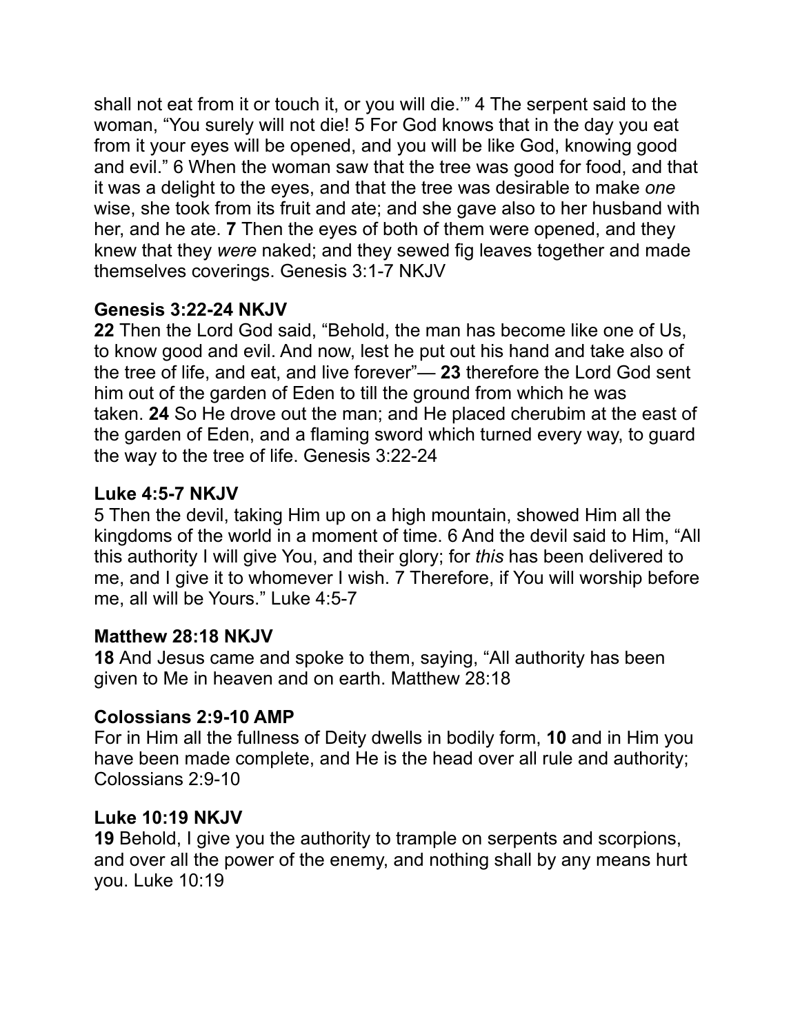shall not eat from it or touch it, or you will die.'" 4 The serpent said to the woman, "You surely will not die! 5 For God knows that in the day you eat from it your eyes will be opened, and you will be like God, knowing good and evil." 6 When the woman saw that the tree was good for food, and that it was a delight to the eyes, and that the tree was desirable to make *one* wise, she took from its fruit and ate; and she gave also to her husband with her, and he ate. **7** Then the eyes of both of them were opened, and they knew that they *were* naked; and they sewed fig leaves together and made themselves coverings. Genesis 3:1-7 NKJV

**Genesis 3:22-24 NKJV**
**22** Then the Lord God said, "Behold, the man has become like one of Us, to know good and evil. And now, lest he put out his hand and take also of the tree of life, and eat, and live forever"— **23** therefore the Lord God sent him out of the garden of Eden to till the ground from which he was taken. **24** So He drove out the man; and He placed cherubim at the east of the garden of Eden, and a flaming sword which turned every way, to guard the way to the tree of life. Genesis 3:22-24

**Luke 4:5-7 NKJV**
5 Then the devil, taking Him up on a high mountain, showed Him all the kingdoms of the world in a moment of time. 6 And the devil said to Him, "All this authority I will give You, and their glory; for *this* has been delivered to me, and I give it to whomever I wish. 7 Therefore, if You will worship before me, all will be Yours." Luke 4:5-7

**Matthew 28:18 NKJV**
**18** And Jesus came and spoke to them, saying, "All authority has been given to Me in heaven and on earth. Matthew 28:18

**Colossians 2:9-10 AMP**
For in Him all the fullness of Deity dwells in bodily form, **10** and in Him you have been made complete, and He is the head over all rule and authority; Colossians 2:9-10

**Luke 10:19 NKJV**
**19** Behold, I give you the authority to trample on serpents and scorpions, and over all the power of the enemy, and nothing shall by any means hurt you. Luke 10:19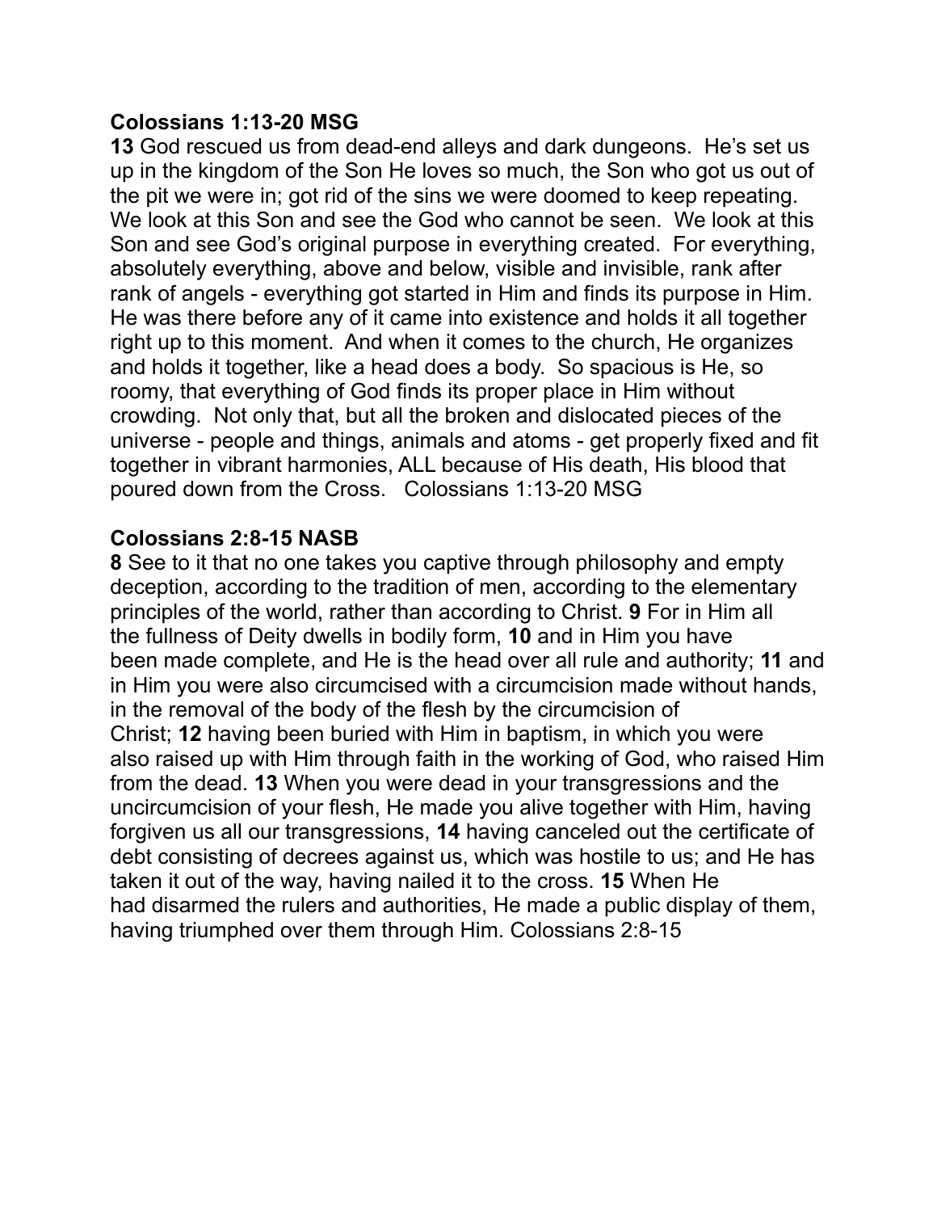**Colossians 1:13-20 MSG**

**13** God rescued us from dead-end alleys and dark dungeons. He's set us up in the kingdom of the Son He loves so much, the Son who got us out of the pit we were in; got rid of the sins we were doomed to keep repeating. We look at this Son and see the God who cannot be seen. We look at this Son and see God's original purpose in everything created. For everything, absolutely everything, above and below, visible and invisible, rank after rank of angels - everything got started in Him and finds its purpose in Him. He was there before any of it came into existence and holds it all together right up to this moment. And when it comes to the church, He organizes and holds it together, like a head does a body. So spacious is He, so roomy, that everything of God finds its proper place in Him without crowding. Not only that, but all the broken and dislocated pieces of the universe - people and things, animals and atoms - get properly fixed and fit together in vibrant harmonies, ALL because of His death, His blood that poured down from the Cross. Colossians 1:13-20 MSG

**Colossians 2:8-15 NASB**

**8** See to it that no one takes you captive through philosophy and empty deception, according to the tradition of men, according to the elementary principles of the world, rather than according to Christ. **9** For in Him all the fullness of Deity dwells in bodily form, **10** and in Him you have been made complete, and He is the head over all rule and authority; **11** and in Him you were also circumcised with a circumcision made without hands, in the removal of the body of the flesh by the circumcision of Christ; **12** having been buried with Him in baptism, in which you were also raised up with Him through faith in the working of God, who raised Him from the dead. **13** When you were dead in your transgressions and the uncircumcision of your flesh, He made you alive together with Him, having forgiven us all our transgressions, **14** having canceled out the certificate of debt consisting of decrees against us, which was hostile to us; and He has taken it out of the way, having nailed it to the cross. **15** When He had disarmed the rulers and authorities, He made a public display of them, having triumphed over them through Him. Colossians 2:8-15